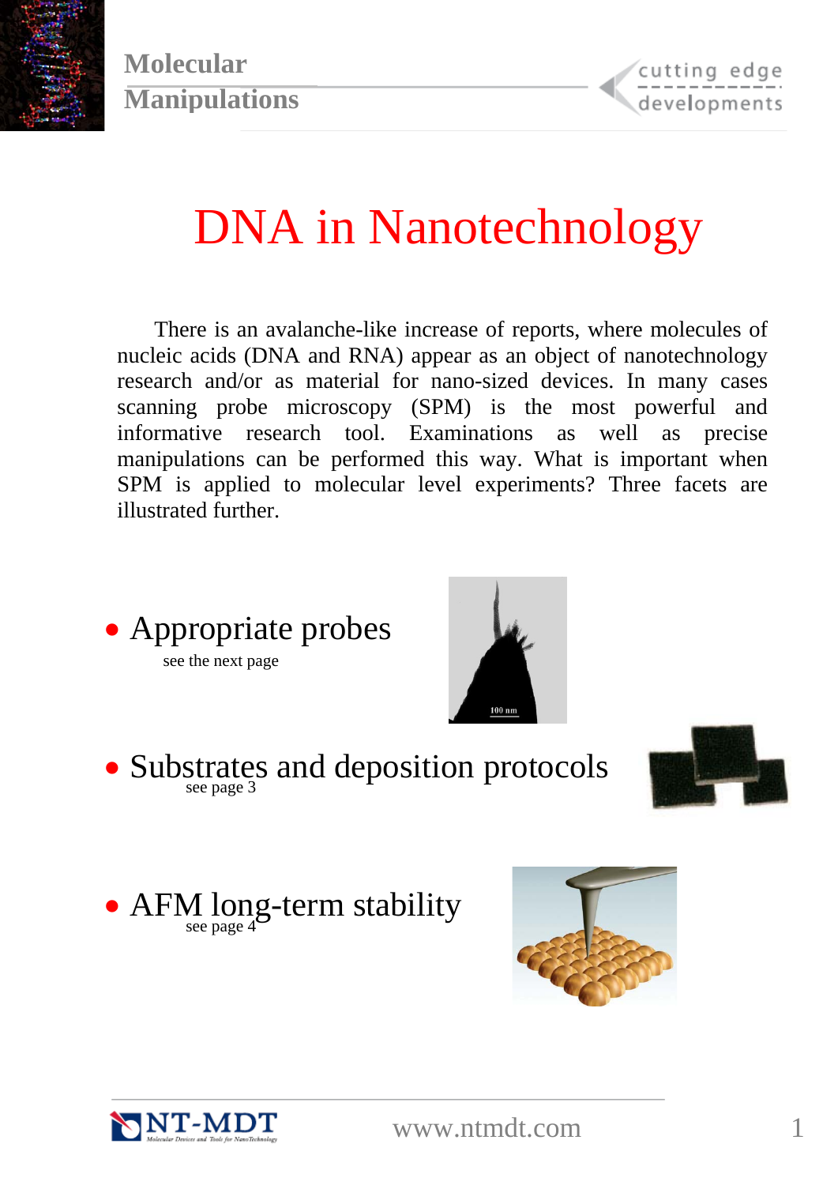# DNA in Nanotechnology

There is an avalanche-like increase of reports, where molecules of nucleic acids (DNA and RNA) appear as an object of nanotechnology research and/or as material for nano-sized devices. In many cases scanning probe microscopy (SPM) is the most powerful and informative research tool. Examinations as well as precise manipulations can be performed this way. What is important when SPM is applied to molecular level experiments? Three facets are illustrated further.

- Appropriate probes
  see the next page

- Substrates and deposition protocols
  see page 3

- AFM long-term stability
  see page 4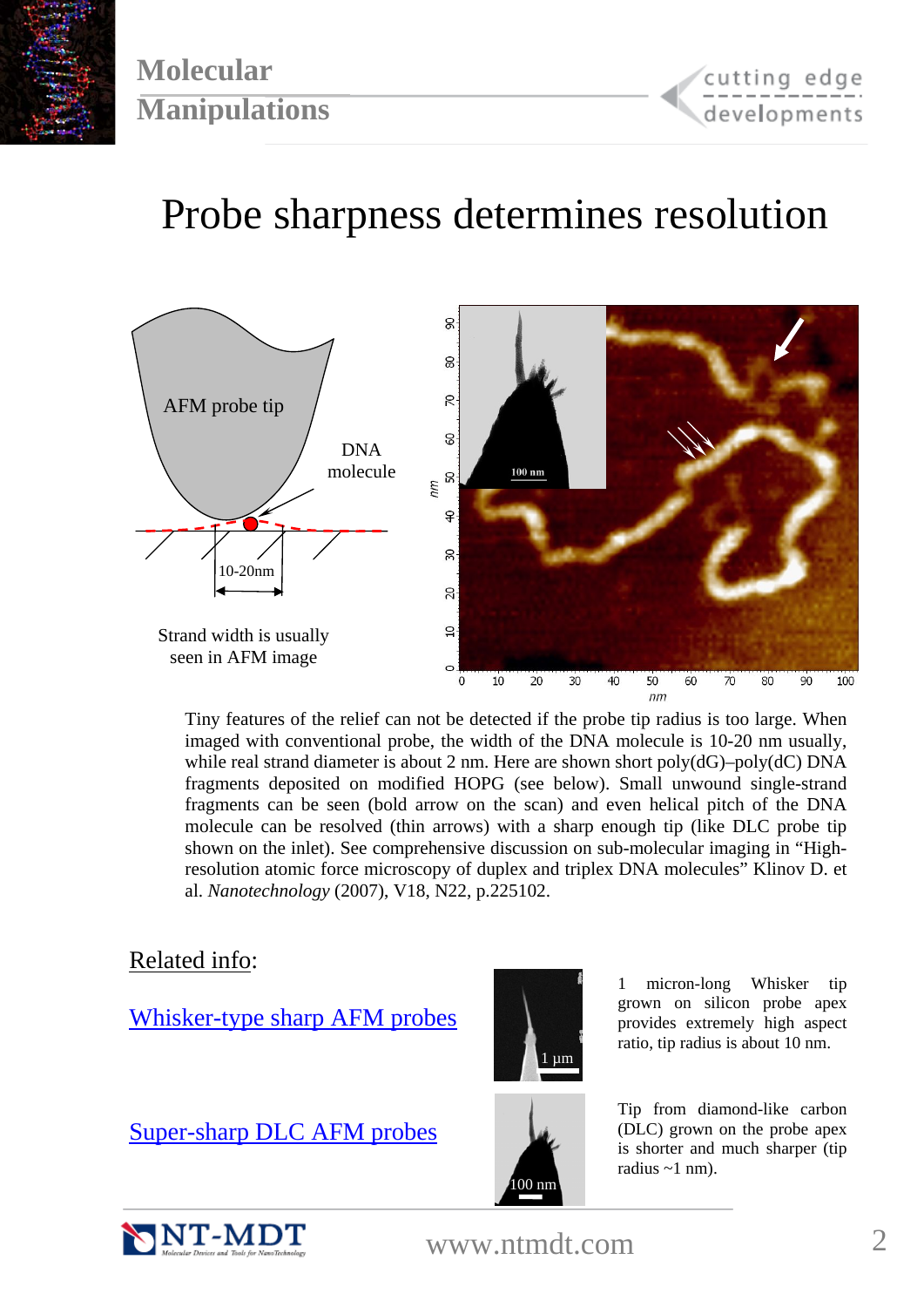# Probe sharpness determines resolution

AFM probe tip

DNA molecule

10-20nm

Strand width is usually seen in AFM image

Tiny features of the relief can not be detected if the probe tip radius is too large. When imaged with conventional probe, the width of the DNA molecule is 10-20 nm usually, while real strand diameter is about 2 nm. Here are shown short poly(dG)–poly(dC) DNA fragments deposited on modified HOPG (see below). Small unwound single-strand fragments can be seen (bold arrow on the scan) and even helical pitch of the DNA molecule can be resolved (thin arrows) with a sharp enough tip (like DLC probe tip shown on the inlet). See comprehensive discussion on sub-molecular imaging in "High-resolution atomic force microscopy of duplex and triplex DNA molecules" Klinov D. et al. *Nanotechnology* (2007), V18, N22, p.225102.

Related info:

Whisker-type sharp AFM probes

1 micron-long Whisker tip grown on silicon probe apex provides extremely high aspect ratio, tip radius is about 10 nm.

Super-sharp DLC AFM probes

Tip from diamond-like carbon (DLC) grown on the probe apex is shorter and much sharper (tip radius ~1 nm).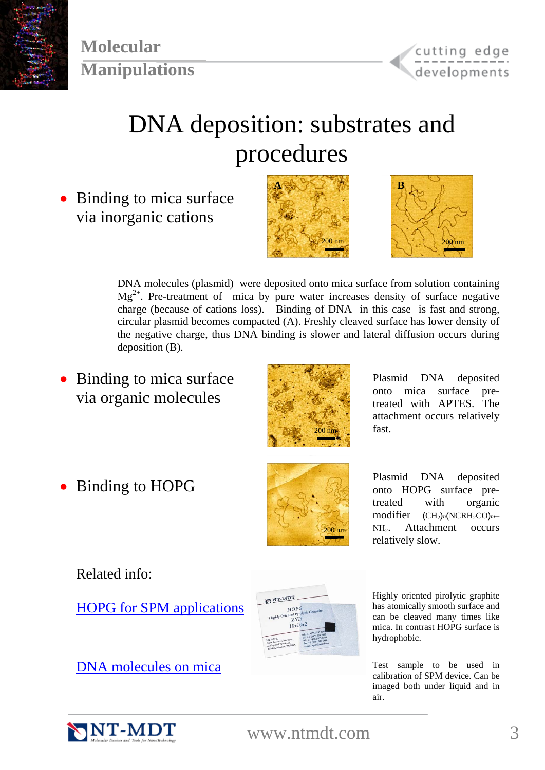# DNA deposition: substrates and procedures

- Binding to mica surface via inorganic cations

DNA molecules (plasmid) were deposited onto mica surface from solution containing $Mg^{2+}$. Pre-treatment of mica by pure water increases density of surface negative charge (because of cations loss). Binding of DNA in this case is fast and strong, circular plasmid becomes compacted (A). Freshly cleaved surface has lower density of the negative charge, thus DNA binding is slower and lateral diffusion occurs during deposition (B).

- Binding to mica surface via organic molecules

Plasmid DNA deposited onto mica surface pre-treated with APTES. The attachment occurs relatively fast.

- Binding to HOPG

Plasmid DNA deposited onto HOPG surface pre-treated with organic modifier $(CH_2)_n(NCRH_2CO)_m$–$NH_2$. Attachment occurs relatively slow.

Related info:

[HOPG for SPM applications](#)

Highly oriented pirolytic graphite has atomically smooth surface and can be cleaved many times like mica. In contrast HOPG surface is hydrophobic.

[DNA molecules on mica](#)

Test sample to be used in calibration of SPM device. Can be imaged both under liquid and in air.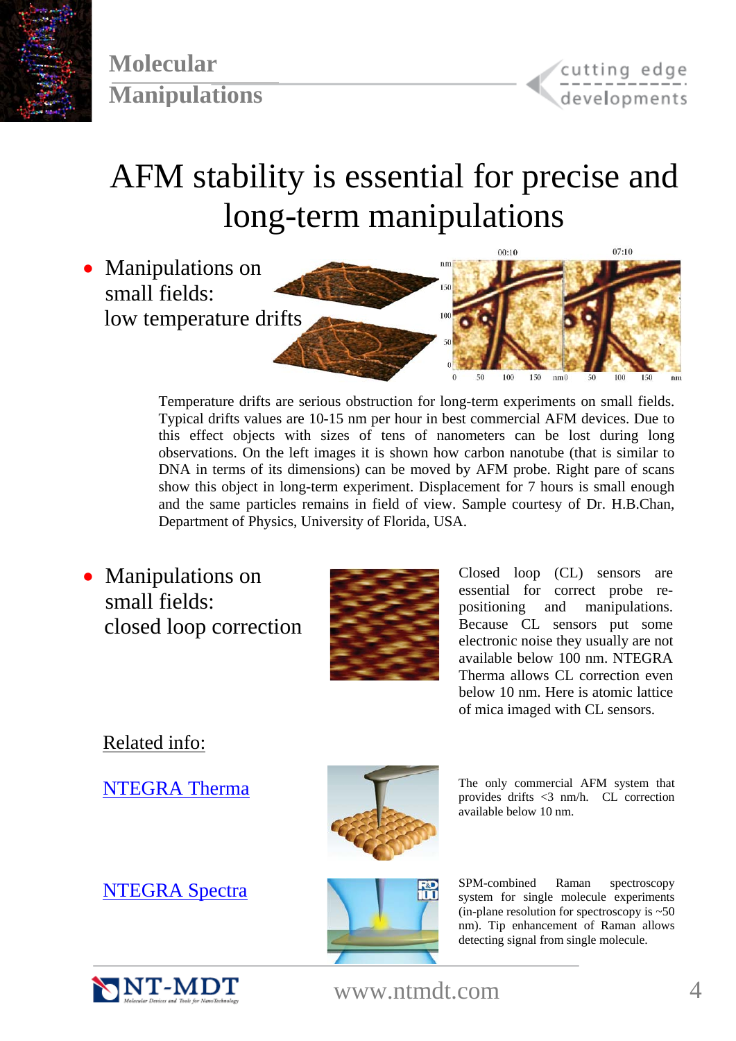# AFM stability is essential for precise and long-term manipulations

- Manipulations on small fields: low temperature drifts

00:10

07:10

nm

150

100

50

0

0 50 100 150 nm 0 50 100 150 nm

Temperature drifts are serious obstruction for long-term experiments on small fields. Typical drifts values are 10-15 nm per hour in best commercial AFM devices. Due to this effect objects with sizes of tens of nanometers can be lost during long observations. On the left images it is shown how carbon nanotube (that is similar to DNA in terms of its dimensions) can be moved by AFM probe. Right pare of scans show this object in long-term experiment. Displacement for 7 hours is small enough and the same particles remains in field of view. Sample courtesy of Dr. H.B.Chan, Department of Physics, University of Florida, USA.

- Manipulations on small fields: closed loop correction

Closed loop (CL) sensors are essential for correct probe re-positioning and manipulations. Because CL sensors put some electronic noise they usually are not available below 100 nm. NTEGRA Therma allows CL correction even below 10 nm. Here is atomic lattice of mica imaged with CL sensors.

Related info:

NTEGRA Therma

The only commercial AFM system that provides drifts <3 nm/h. CL correction available below 10 nm.

NTEGRA Spectra

SPM-combined Raman spectroscopy system for single molecule experiments (in-plane resolution for spectroscopy is ~50 nm). Tip enhancement of Raman allows detecting signal from single molecule.